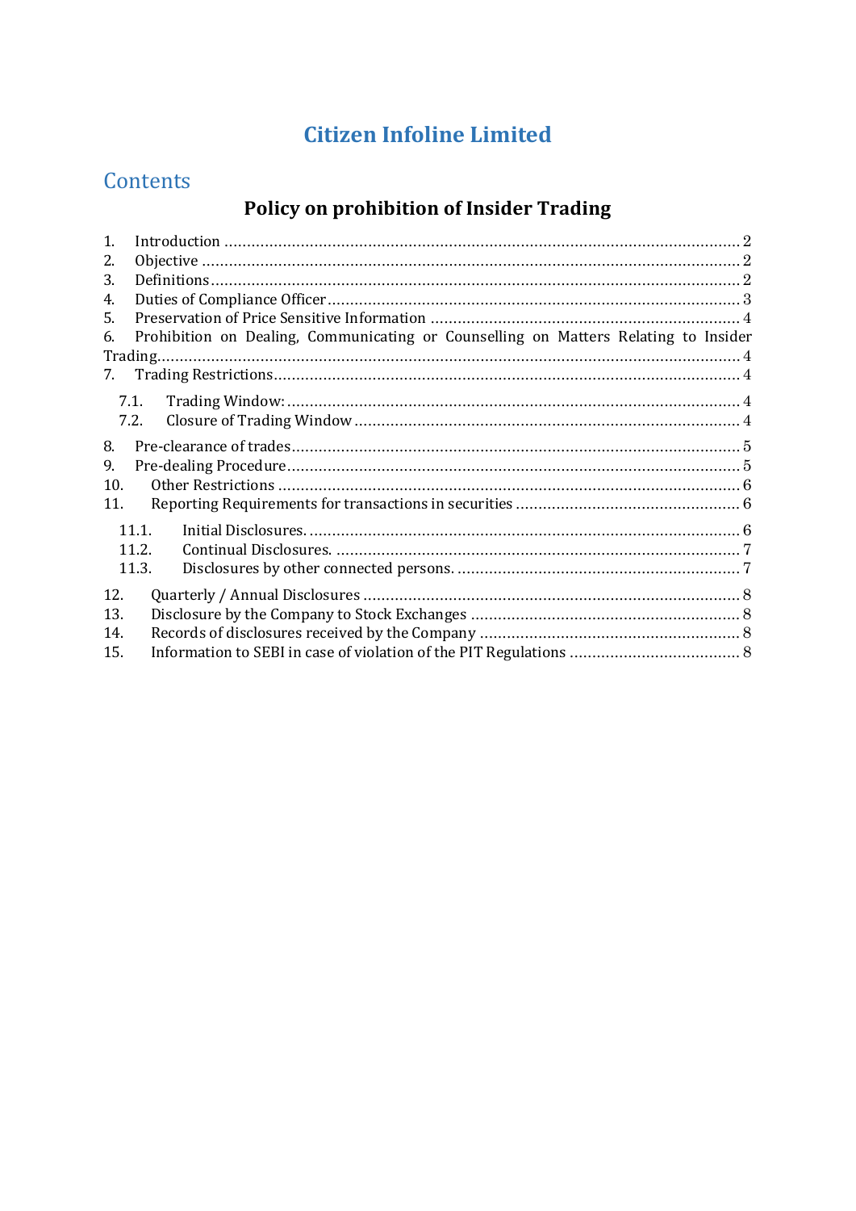# Citizen Infoline Limited

## Contents

### Policy on prohibition of Insider Trading

1. Introduction .......... 2
2. Objective .......... 2
3. Definitions .......... 2
4. Duties of Compliance Officer .......... 3
5. Preservation of Price Sensitive Information .......... 4
6. Prohibition on Dealing, Communicating or Counselling on Matters Relating to Insider Trading .......... 4
7. Trading Restrictions .......... 4
   - 7.1. Trading Window: .......... 4
   - 7.2. Closure of Trading Window .......... 4
8. Pre-clearance of trades .......... 5
9. Pre-dealing Procedure .......... 5
10. Other Restrictions .......... 6
11. Reporting Requirements for transactions in securities .......... 6
    - 11.1. Initial Disclosures. .......... 6
    - 11.2. Continual Disclosures. .......... 7
    - 11.3. Disclosures by other connected persons. .......... 7
12. Quarterly / Annual Disclosures .......... 8
13. Disclosure by the Company to Stock Exchanges .......... 8
14. Records of disclosures received by the Company .......... 8
15. Information to SEBI in case of violation of the PIT Regulations .......... 8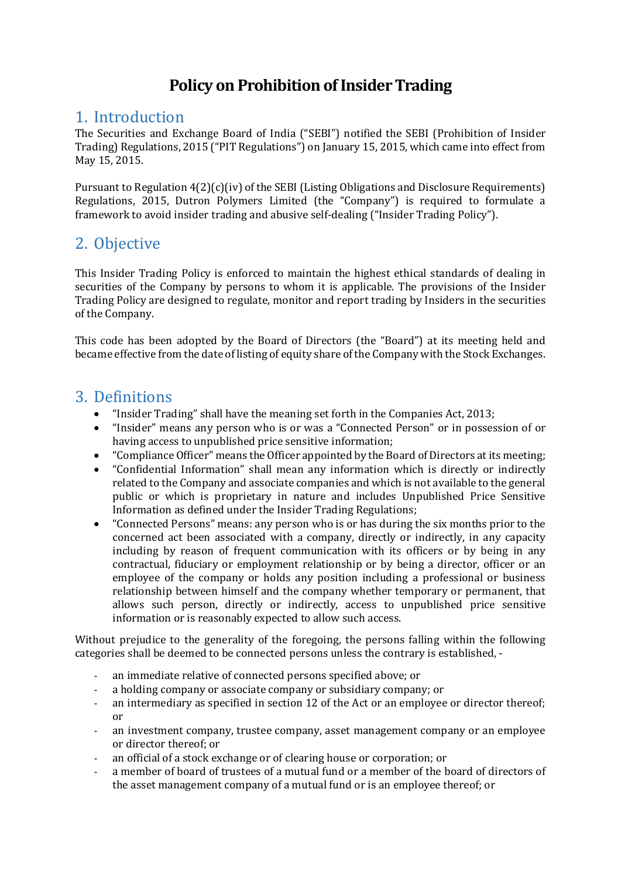# Policy on Prohibition of Insider Trading

## 1. Introduction

The Securities and Exchange Board of India ("SEBI") notified the SEBI (Prohibition of Insider Trading) Regulations, 2015 ("PIT Regulations") on January 15, 2015, which came into effect from May 15, 2015.

Pursuant to Regulation 4(2)(c)(iv) of the SEBI (Listing Obligations and Disclosure Requirements) Regulations, 2015, Dutron Polymers Limited (the "Company") is required to formulate a framework to avoid insider trading and abusive self-dealing ("Insider Trading Policy").

## 2. Objective

This Insider Trading Policy is enforced to maintain the highest ethical standards of dealing in securities of the Company by persons to whom it is applicable. The provisions of the Insider Trading Policy are designed to regulate, monitor and report trading by Insiders in the securities of the Company.

This code has been adopted by the Board of Directors (the "Board") at its meeting held and became effective from the date of listing of equity share of the Company with the Stock Exchanges.

## 3. Definitions

- "Insider Trading" shall have the meaning set forth in the Companies Act, 2013;
- "Insider" means any person who is or was a "Connected Person" or in possession of or having access to unpublished price sensitive information;
- "Compliance Officer" means the Officer appointed by the Board of Directors at its meeting;
- "Confidential Information" shall mean any information which is directly or indirectly related to the Company and associate companies and which is not available to the general public or which is proprietary in nature and includes Unpublished Price Sensitive Information as defined under the Insider Trading Regulations;
- "Connected Persons" means: any person who is or has during the six months prior to the concerned act been associated with a company, directly or indirectly, in any capacity including by reason of frequent communication with its officers or by being in any contractual, fiduciary or employment relationship or by being a director, officer or an employee of the company or holds any position including a professional or business relationship between himself and the company whether temporary or permanent, that allows such person, directly or indirectly, access to unpublished price sensitive information or is reasonably expected to allow such access.

Without prejudice to the generality of the foregoing, the persons falling within the following categories shall be deemed to be connected persons unless the contrary is established, -

- an immediate relative of connected persons specified above; or
- a holding company or associate company or subsidiary company; or
- an intermediary as specified in section 12 of the Act or an employee or director thereof; or
- an investment company, trustee company, asset management company or an employee or director thereof; or
- an official of a stock exchange or of clearing house or corporation; or
- a member of board of trustees of a mutual fund or a member of the board of directors of the asset management company of a mutual fund or is an employee thereof; or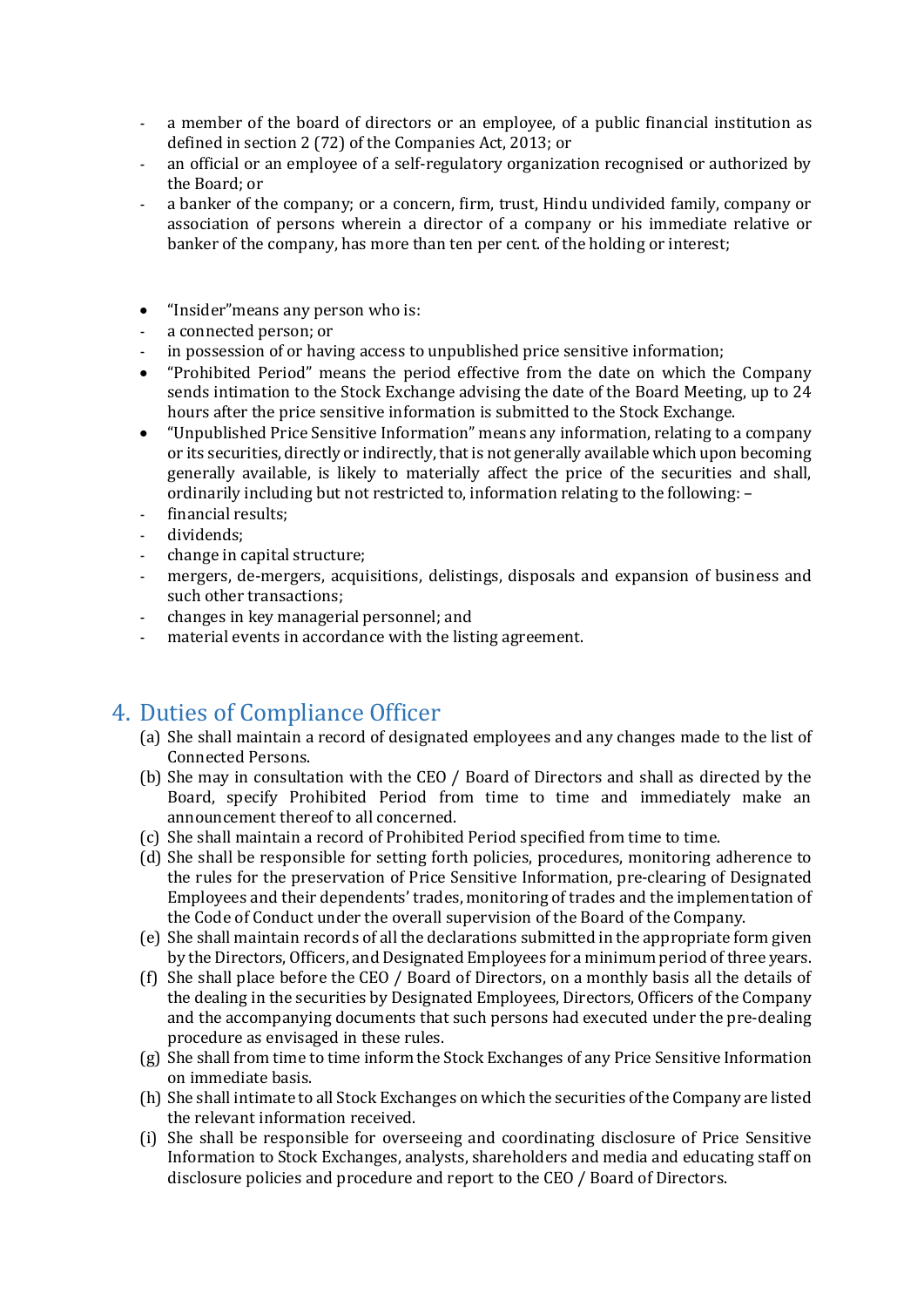- a member of the board of directors or an employee, of a public financial institution as defined in section 2 (72) of the Companies Act, 2013; or
- an official or an employee of a self-regulatory organization recognised or authorized by the Board; or
- a banker of the company; or a concern, firm, trust, Hindu undivided family, company or association of persons wherein a director of a company or his immediate relative or banker of the company, has more than ten per cent. of the holding or interest;

- "Insider"means any person who is:
  - a connected person; or
  - in possession of or having access to unpublished price sensitive information;
- "Prohibited Period" means the period effective from the date on which the Company sends intimation to the Stock Exchange advising the date of the Board Meeting, up to 24 hours after the price sensitive information is submitted to the Stock Exchange.
- "Unpublished Price Sensitive Information" means any information, relating to a company or its securities, directly or indirectly, that is not generally available which upon becoming generally available, is likely to materially affect the price of the securities and shall, ordinarily including but not restricted to, information relating to the following: –
  - financial results;
  - dividends;
  - change in capital structure;
  - mergers, de-mergers, acquisitions, delistings, disposals and expansion of business and such other transactions;
  - changes in key managerial personnel; and
  - material events in accordance with the listing agreement.

## 4. Duties of Compliance Officer

(a) She shall maintain a record of designated employees and any changes made to the list of Connected Persons.

(b) She may in consultation with the CEO / Board of Directors and shall as directed by the Board, specify Prohibited Period from time to time and immediately make an announcement thereof to all concerned.

(c) She shall maintain a record of Prohibited Period specified from time to time.

(d) She shall be responsible for setting forth policies, procedures, monitoring adherence to the rules for the preservation of Price Sensitive Information, pre-clearing of Designated Employees and their dependents' trades, monitoring of trades and the implementation of the Code of Conduct under the overall supervision of the Board of the Company.

(e) She shall maintain records of all the declarations submitted in the appropriate form given by the Directors, Officers, and Designated Employees for a minimum period of three years.

(f) She shall place before the CEO / Board of Directors, on a monthly basis all the details of the dealing in the securities by Designated Employees, Directors, Officers of the Company and the accompanying documents that such persons had executed under the pre-dealing procedure as envisaged in these rules.

(g) She shall from time to time inform the Stock Exchanges of any Price Sensitive Information on immediate basis.

(h) She shall intimate to all Stock Exchanges on which the securities of the Company are listed the relevant information received.

(i) She shall be responsible for overseeing and coordinating disclosure of Price Sensitive Information to Stock Exchanges, analysts, shareholders and media and educating staff on disclosure policies and procedure and report to the CEO / Board of Directors.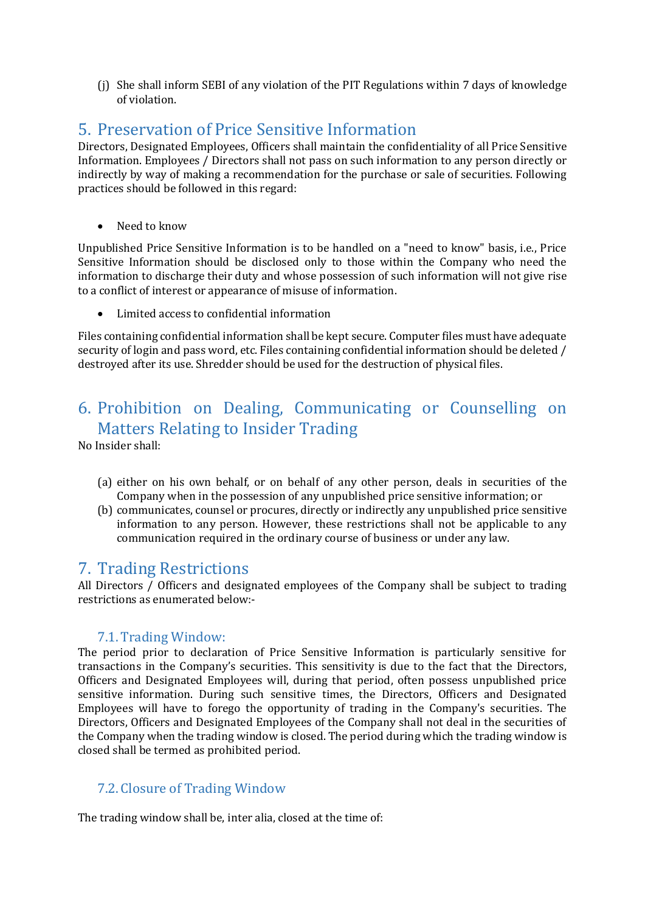(j) She shall inform SEBI of any violation of the PIT Regulations within 7 days of knowledge of violation.

## 5. Preservation of Price Sensitive Information

Directors, Designated Employees, Officers shall maintain the confidentiality of all Price Sensitive Information. Employees / Directors shall not pass on such information to any person directly or indirectly by way of making a recommendation for the purchase or sale of securities. Following practices should be followed in this regard:

- Need to know

Unpublished Price Sensitive Information is to be handled on a "need to know" basis, i.e., Price Sensitive Information should be disclosed only to those within the Company who need the information to discharge their duty and whose possession of such information will not give rise to a conflict of interest or appearance of misuse of information.

- Limited access to confidential information

Files containing confidential information shall be kept secure. Computer files must have adequate security of login and pass word, etc. Files containing confidential information should be deleted / destroyed after its use. Shredder should be used for the destruction of physical files.

## 6. Prohibition on Dealing, Communicating or Counselling on Matters Relating to Insider Trading

No Insider shall:

(a) either on his own behalf, or on behalf of any other person, deals in securities of the Company when in the possession of any unpublished price sensitive information; or

(b) communicates, counsel or procures, directly or indirectly any unpublished price sensitive information to any person. However, these restrictions shall not be applicable to any communication required in the ordinary course of business or under any law.

## 7. Trading Restrictions

All Directors / Officers and designated employees of the Company shall be subject to trading restrictions as enumerated below:-

### 7.1. Trading Window:

The period prior to declaration of Price Sensitive Information is particularly sensitive for transactions in the Company's securities. This sensitivity is due to the fact that the Directors, Officers and Designated Employees will, during that period, often possess unpublished price sensitive information. During such sensitive times, the Directors, Officers and Designated Employees will have to forego the opportunity of trading in the Company's securities. The Directors, Officers and Designated Employees of the Company shall not deal in the securities of the Company when the trading window is closed. The period during which the trading window is closed shall be termed as prohibited period.

### 7.2. Closure of Trading Window

The trading window shall be, inter alia, closed at the time of: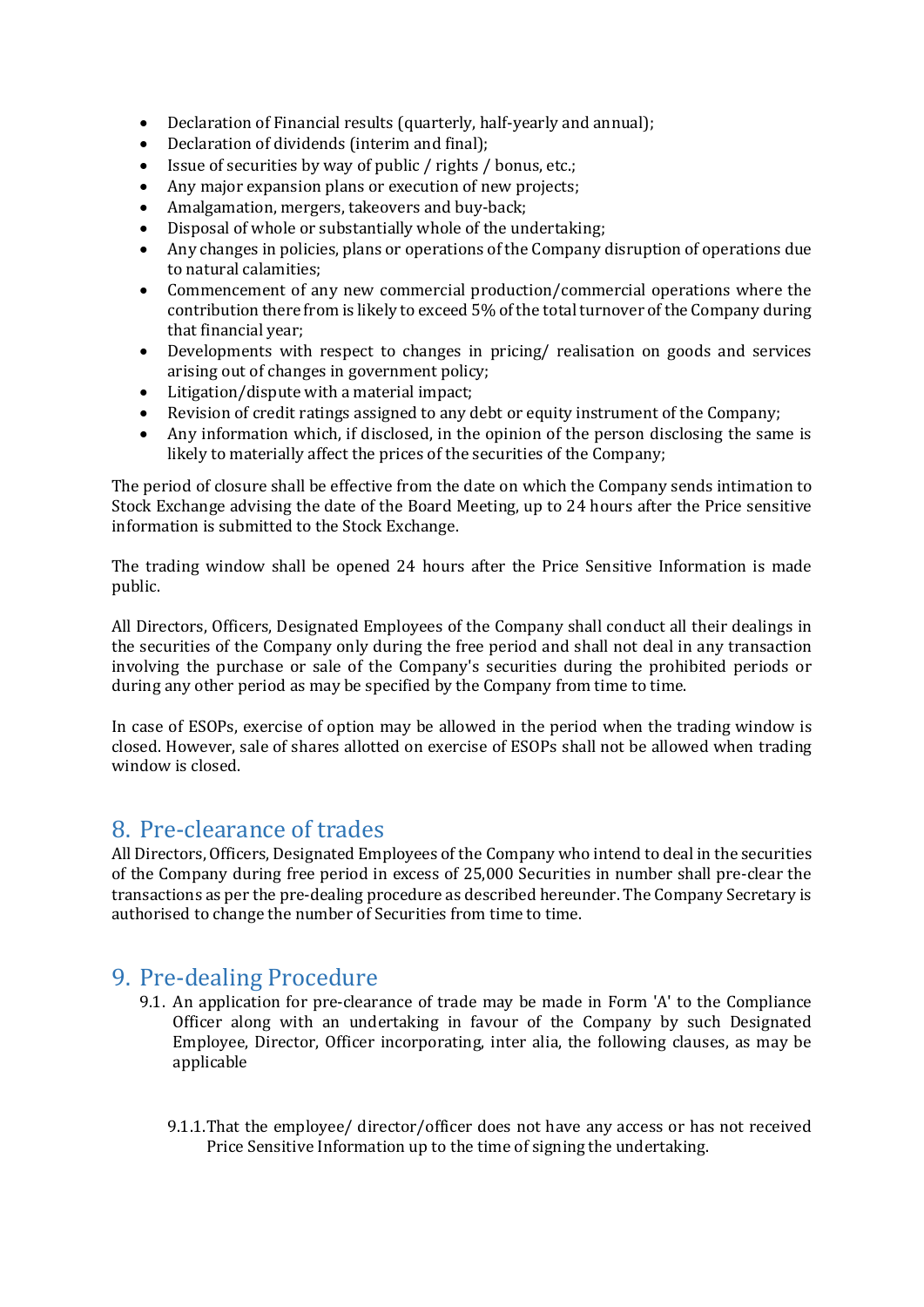- Declaration of Financial results (quarterly, half-yearly and annual);
- Declaration of dividends (interim and final);
- Issue of securities by way of public / rights / bonus, etc.;
- Any major expansion plans or execution of new projects;
- Amalgamation, mergers, takeovers and buy-back;
- Disposal of whole or substantially whole of the undertaking;
- Any changes in policies, plans or operations of the Company disruption of operations due to natural calamities;
- Commencement of any new commercial production/commercial operations where the contribution there from is likely to exceed 5% of the total turnover of the Company during that financial year;
- Developments with respect to changes in pricing/ realisation on goods and services arising out of changes in government policy;
- Litigation/dispute with a material impact;
- Revision of credit ratings assigned to any debt or equity instrument of the Company;
- Any information which, if disclosed, in the opinion of the person disclosing the same is likely to materially affect the prices of the securities of the Company;

The period of closure shall be effective from the date on which the Company sends intimation to Stock Exchange advising the date of the Board Meeting, up to 24 hours after the Price sensitive information is submitted to the Stock Exchange.

The trading window shall be opened 24 hours after the Price Sensitive Information is made public.

All Directors, Officers, Designated Employees of the Company shall conduct all their dealings in the securities of the Company only during the free period and shall not deal in any transaction involving the purchase or sale of the Company's securities during the prohibited periods or during any other period as may be specified by the Company from time to time.

In case of ESOPs, exercise of option may be allowed in the period when the trading window is closed. However, sale of shares allotted on exercise of ESOPs shall not be allowed when trading window is closed.

## 8. Pre-clearance of trades

All Directors, Officers, Designated Employees of the Company who intend to deal in the securities of the Company during free period in excess of 25,000 Securities in number shall pre-clear the transactions as per the pre-dealing procedure as described hereunder. The Company Secretary is authorised to change the number of Securities from time to time.

## 9. Pre-dealing Procedure

9.1. An application for pre-clearance of trade may be made in Form 'A' to the Compliance Officer along with an undertaking in favour of the Company by such Designated Employee, Director, Officer incorporating, inter alia, the following clauses, as may be applicable

9.1.1. That the employee/ director/officer does not have any access or has not received Price Sensitive Information up to the time of signing the undertaking.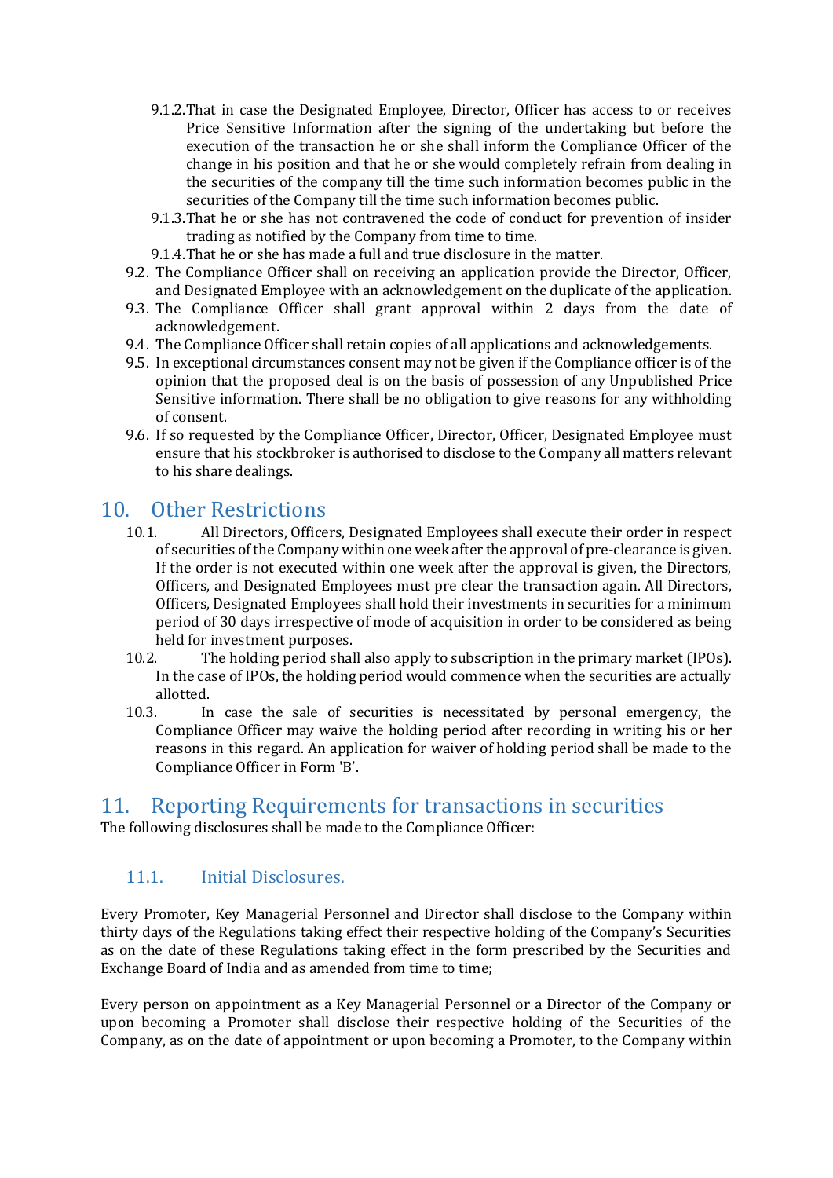- 9.1.2. That in case the Designated Employee, Director, Officer has access to or receives Price Sensitive Information after the signing of the undertaking but before the execution of the transaction he or she shall inform the Compliance Officer of the change in his position and that he or she would completely refrain from dealing in the securities of the company till the time such information becomes public in the securities of the Company till the time such information becomes public.
- 9.1.3. That he or she has not contravened the code of conduct for prevention of insider trading as notified by the Company from time to time.
- 9.1.4. That he or she has made a full and true disclosure in the matter.

9.2. The Compliance Officer shall on receiving an application provide the Director, Officer, and Designated Employee with an acknowledgement on the duplicate of the application.

9.3. The Compliance Officer shall grant approval within 2 days from the date of acknowledgement.

9.4. The Compliance Officer shall retain copies of all applications and acknowledgements.

9.5. In exceptional circumstances consent may not be given if the Compliance officer is of the opinion that the proposed deal is on the basis of possession of any Unpublished Price Sensitive information. There shall be no obligation to give reasons for any withholding of consent.

9.6. If so requested by the Compliance Officer, Director, Officer, Designated Employee must ensure that his stockbroker is authorised to disclose to the Company all matters relevant to his share dealings.

## 10. Other Restrictions

10.1. All Directors, Officers, Designated Employees shall execute their order in respect of securities of the Company within one week after the approval of pre-clearance is given. If the order is not executed within one week after the approval is given, the Directors, Officers, and Designated Employees must pre clear the transaction again. All Directors, Officers, Designated Employees shall hold their investments in securities for a minimum period of 30 days irrespective of mode of acquisition in order to be considered as being held for investment purposes.

10.2. The holding period shall also apply to subscription in the primary market (IPOs). In the case of IPOs, the holding period would commence when the securities are actually allotted.

10.3. In case the sale of securities is necessitated by personal emergency, the Compliance Officer may waive the holding period after recording in writing his or her reasons in this regard. An application for waiver of holding period shall be made to the Compliance Officer in Form 'B'.

## 11. Reporting Requirements for transactions in securities

The following disclosures shall be made to the Compliance Officer:

### 11.1. Initial Disclosures.

Every Promoter, Key Managerial Personnel and Director shall disclose to the Company within thirty days of the Regulations taking effect their respective holding of the Company's Securities as on the date of these Regulations taking effect in the form prescribed by the Securities and Exchange Board of India and as amended from time to time;

Every person on appointment as a Key Managerial Personnel or a Director of the Company or upon becoming a Promoter shall disclose their respective holding of the Securities of the Company, as on the date of appointment or upon becoming a Promoter, to the Company within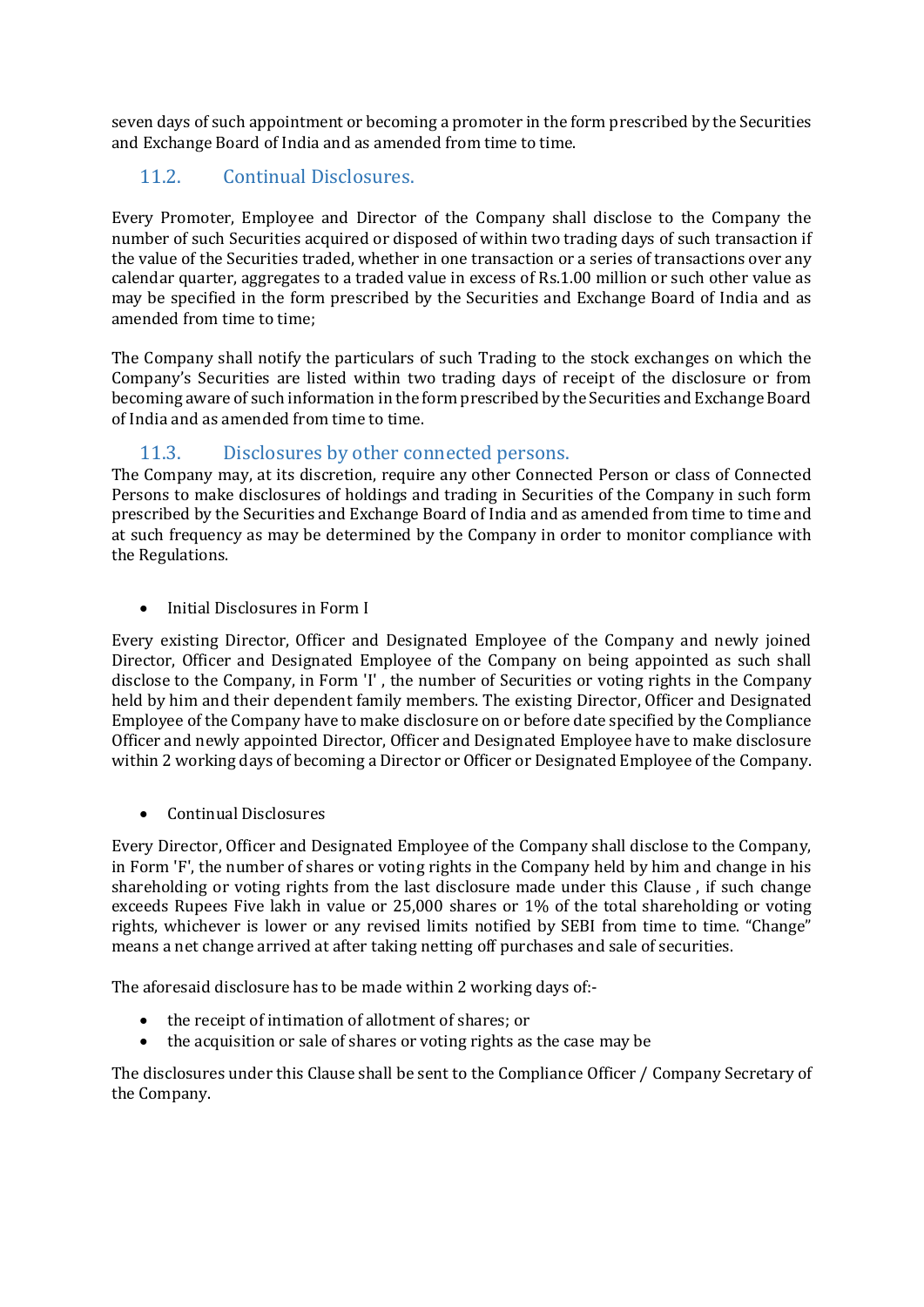seven days of such appointment or becoming a promoter in the form prescribed by the Securities and Exchange Board of India and as amended from time to time.

### 11.2. Continual Disclosures.

Every Promoter, Employee and Director of the Company shall disclose to the Company the number of such Securities acquired or disposed of within two trading days of such transaction if the value of the Securities traded, whether in one transaction or a series of transactions over any calendar quarter, aggregates to a traded value in excess of Rs.1.00 million or such other value as may be specified in the form prescribed by the Securities and Exchange Board of India and as amended from time to time;

The Company shall notify the particulars of such Trading to the stock exchanges on which the Company's Securities are listed within two trading days of receipt of the disclosure or from becoming aware of such information in the form prescribed by the Securities and Exchange Board of India and as amended from time to time.

### 11.3. Disclosures by other connected persons.

The Company may, at its discretion, require any other Connected Person or class of Connected Persons to make disclosures of holdings and trading in Securities of the Company in such form prescribed by the Securities and Exchange Board of India and as amended from time to time and at such frequency as may be determined by the Company in order to monitor compliance with the Regulations.

- Initial Disclosures in Form I

Every existing Director, Officer and Designated Employee of the Company and newly joined Director, Officer and Designated Employee of the Company on being appointed as such shall disclose to the Company, in Form 'I' , the number of Securities or voting rights in the Company held by him and their dependent family members. The existing Director, Officer and Designated Employee of the Company have to make disclosure on or before date specified by the Compliance Officer and newly appointed Director, Officer and Designated Employee have to make disclosure within 2 working days of becoming a Director or Officer or Designated Employee of the Company.

- Continual Disclosures

Every Director, Officer and Designated Employee of the Company shall disclose to the Company, in Form 'F', the number of shares or voting rights in the Company held by him and change in his shareholding or voting rights from the last disclosure made under this Clause , if such change exceeds Rupees Five lakh in value or 25,000 shares or 1% of the total shareholding or voting rights, whichever is lower or any revised limits notified by SEBI from time to time. "Change" means a net change arrived at after taking netting off purchases and sale of securities.

The aforesaid disclosure has to be made within 2 working days of:-

- the receipt of intimation of allotment of shares; or
- the acquisition or sale of shares or voting rights as the case may be

The disclosures under this Clause shall be sent to the Compliance Officer / Company Secretary of the Company.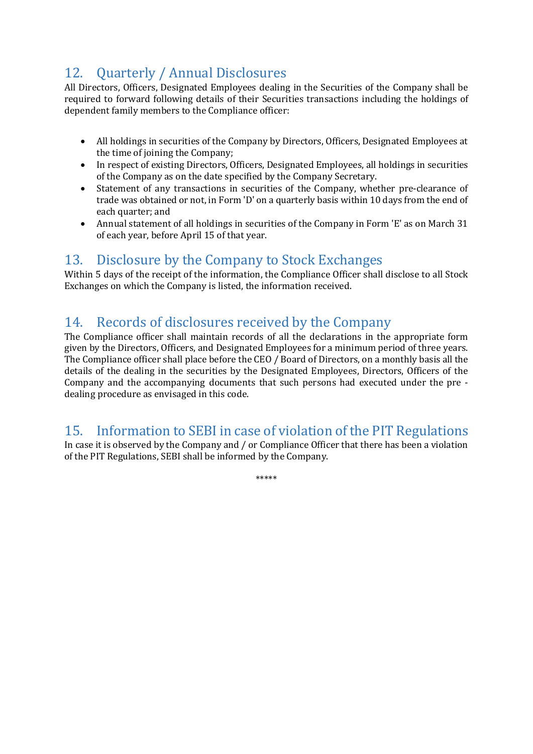## 12. Quarterly / Annual Disclosures

All Directors, Officers, Designated Employees dealing in the Securities of the Company shall be required to forward following details of their Securities transactions including the holdings of dependent family members to the Compliance officer:

- All holdings in securities of the Company by Directors, Officers, Designated Employees at the time of joining the Company;
- In respect of existing Directors, Officers, Designated Employees, all holdings in securities of the Company as on the date specified by the Company Secretary.
- Statement of any transactions in securities of the Company, whether pre-clearance of trade was obtained or not, in Form 'D' on a quarterly basis within 10 days from the end of each quarter; and
- Annual statement of all holdings in securities of the Company in Form 'E' as on March 31 of each year, before April 15 of that year.

## 13. Disclosure by the Company to Stock Exchanges

Within 5 days of the receipt of the information, the Compliance Officer shall disclose to all Stock Exchanges on which the Company is listed, the information received.

## 14. Records of disclosures received by the Company

The Compliance officer shall maintain records of all the declarations in the appropriate form given by the Directors, Officers, and Designated Employees for a minimum period of three years. The Compliance officer shall place before the CEO / Board of Directors, on a monthly basis all the details of the dealing in the securities by the Designated Employees, Directors, Officers of the Company and the accompanying documents that such persons had executed under the pre - dealing procedure as envisaged in this code.

## 15. Information to SEBI in case of violation of the PIT Regulations

In case it is observed by the Company and / or Compliance Officer that there has been a violation of the PIT Regulations, SEBI shall be informed by the Company.

*****